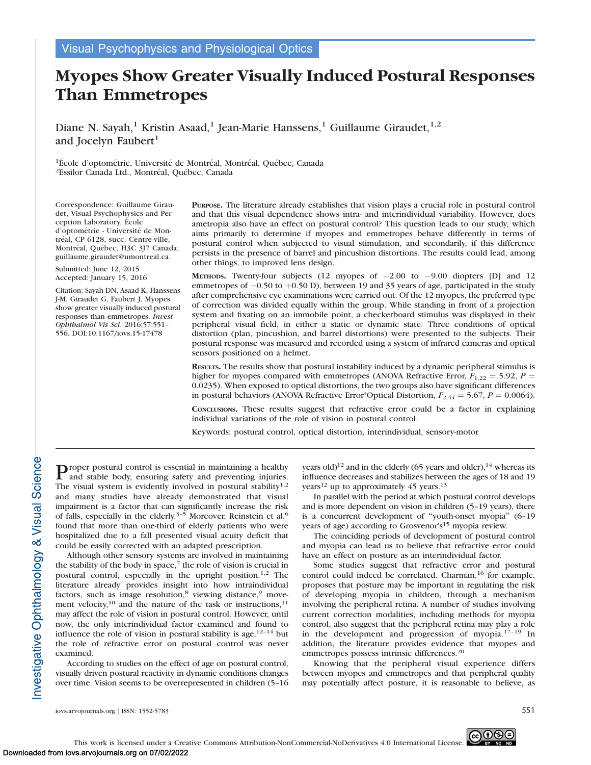Visual Psychophysics and Physiological Optics

# Myopes Show Greater Visually Induced Postural Responses Than Emmetropes

Diane N. Sayah,[1] Kristin Asaad,[1] Jean-Marie Hanssens,[1] Guillaume Giraudet,[1,2] and Jocelyn Faubert[1]

[1]École d'optométrie, Université de Montréal, Montréal, Québec, Canada
[2]Essilor Canada Ltd., Montréal, Québec, Canada

Correspondence: Guillaume Giraudet, Visual Psychophysics and Perception Laboratory, École d'optométrie - Université de Montréal, CP 6128, succ. Centre-ville, Montréal, Québec, H3C 3J7 Canada; guillaume.giraudet@umontreal.ca.

Submitted: June 12, 2015
Accepted: January 15, 2016

Citation: Sayah DN, Asaad K, Hanssens J-M, Giraudet G, Faubert J. Myopes show greater visually induced postural responses than emmetropes. *Invest Ophthalmol Vis Sci*. 2016;57:551–556. DOI:10.1167/iovs.15-17478

**Purpose.** The literature already establishes that vision plays a crucial role in postural control and that this visual dependence shows intra- and interindividual variability. However, does ametropia also have an effect on postural control? This question leads to our study, which aims primarily to determine if myopes and emmetropes behave differently in terms of postural control when subjected to visual stimulation, and secondarily, if this difference persists in the presence of barrel and pincushion distortions. The results could lead, among other things, to improved lens design.

**Methods.** Twenty-four subjects (12 myopes of −2.00 to −9.00 diopters [D] and 12 emmetropes of −0.50 to +0.50 D), between 19 and 35 years of age, participated in the study after comprehensive eye examinations were carried out. Of the 12 myopes, the preferred type of correction was divided equally within the group. While standing in front of a projection system and fixating on an immobile point, a checkerboard stimulus was displayed in their peripheral visual field, in either a static or dynamic state. Three conditions of optical distortion (plan, pincushion, and barrel distortions) were presented to the subjects. Their postural response was measured and recorded using a system of infrared cameras and optical sensors positioned on a helmet.

**Results.** The results show that postural instability induced by a dynamic peripheral stimulus is higher for myopes compared with emmetropes (ANOVA Refractive Error, $F_{1,22} = 5.92$, $P = 0.0235$). When exposed to optical distortions, the two groups also have significant differences in postural behaviors (ANOVA Refractive Error*Optical Distortion, $F_{2,44} = 5.67$, $P = 0.0064$).

**Conclusions.** These results suggest that refractive error could be a factor in explaining individual variations of the role of vision in postural control.

Keywords: postural control, optical distortion, interindividual, sensory-motor

Proper postural control is essential in maintaining a healthy and stable body, ensuring safety and preventing injuries. The visual system is evidently involved in postural stability[1,2] and many studies have already demonstrated that visual impairment is a factor that can significantly increase the risk of falls, especially in the elderly.[3–5] Moreover, Reinstein et al.[6] found that more than one-third of elderly patients who were hospitalized due to a fall presented visual acuity deficit that could be easily corrected with an adapted prescription.

Although other sensory systems are involved in maintaining the stability of the body in space,[7] the role of vision is crucial in postural control, especially in the upright position.[1,2] The literature already provides insight into how intraindividual factors, such as image resolution,[8] viewing distance,[9] movement velocity,[10] and the nature of the task or instructions,[11] may affect the role of vision in postural control. However, until now, the only interindividual factor examined and found to influence the role of vision in postural stability is age,[12–14] but the role of refractive error on postural control was never examined.

According to studies on the effect of age on postural control, visually driven postural reactivity in dynamic conditions changes over time. Vision seems to be overrepresented in children (5–16 years old)[12] and in the elderly (65 years and older),[14] whereas its influence decreases and stabilizes between the ages of 18 and 19 years[12] up to approximately 45 years.[13]

In parallel with the period at which postural control develops and is more dependent on vision in children (5–19 years), there is a concurrent development of "youth-onset myopia" (6–19 years of age) according to Grosvenor's[15] myopia review.

The coinciding periods of development of postural control and myopia can lead us to believe that refractive error could have an effect on posture as an interindividual factor.

Some studies suggest that refractive error and postural control could indeed be correlated. Charman,[16] for example, proposes that posture may be important in regulating the risk of developing myopia in children, through a mechanism involving the peripheral retina. A number of studies involving current correction modalities, including methods for myopia control, also suggest that the peripheral retina may play a role in the development and progression of myopia.[17–19] In addition, the literature provides evidence that myopes and emmetropes possess intrinsic differences.[20]

Knowing that the peripheral visual experience differs between myopes and emmetropes and that peripheral quality may potentially affect posture, it is reasonable to believe, as

This work is licensed under a Creative Commons Attribution-NonCommercial-NoDerivatives 4.0 International License.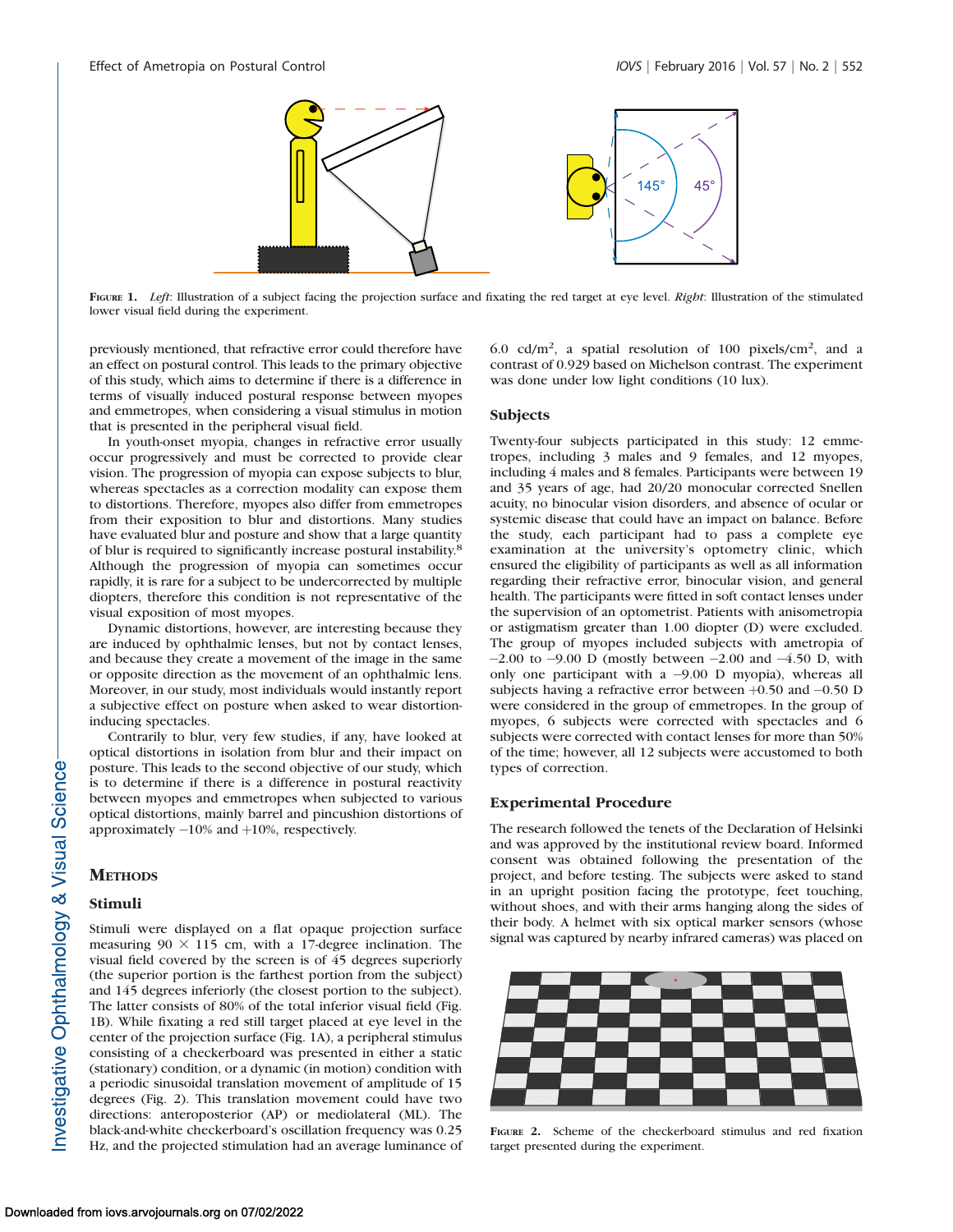FIGURE 1. *Left*: Illustration of a subject facing the projection surface and fixating the red target at eye level. *Right*: Illustration of the stimulated lower visual field during the experiment.

previously mentioned, that refractive error could therefore have an effect on postural control. This leads to the primary objective of this study, which aims to determine if there is a difference in terms of visually induced postural response between myopes and emmetropes, when considering a visual stimulus in motion that is presented in the peripheral visual field.

In youth-onset myopia, changes in refractive error usually occur progressively and must be corrected to provide clear vision. The progression of myopia can expose subjects to blur, whereas spectacles as a correction modality can expose them to distortions. Therefore, myopes also differ from emmetropes from their exposition to blur and distortions. Many studies have evaluated blur and posture and show that a large quantity of blur is required to significantly increase postural instability.[8] Although the progression of myopia can sometimes occur rapidly, it is rare for a subject to be undercorrected by multiple diopters, therefore this condition is not representative of the visual exposition of most myopes.

Dynamic distortions, however, are interesting because they are induced by ophthalmic lenses, but not by contact lenses, and because they create a movement of the image in the same or opposite direction as the movement of an ophthalmic lens. Moreover, in our study, most individuals would instantly report a subjective effect on posture when asked to wear distortion-inducing spectacles.

Contrarily to blur, very few studies, if any, have looked at optical distortions in isolation from blur and their impact on posture. This leads to the second objective of our study, which is to determine if there is a difference in postural reactivity between myopes and emmetropes when subjected to various optical distortions, mainly barrel and pincushion distortions of approximately −10% and +10%, respectively.

## METHODS

### Stimuli

Stimuli were displayed on a flat opaque projection surface measuring 90 × 115 cm, with a 17-degree inclination. The visual field covered by the screen is of 45 degrees superiorly (the superior portion is the farthest portion from the subject) and 145 degrees inferiorly (the closest portion to the subject). The latter consists of 80% of the total inferior visual field (Fig. 1B). While fixating a red still target placed at eye level in the center of the projection surface (Fig. 1A), a peripheral stimulus consisting of a checkerboard was presented in either a static (stationary) condition, or a dynamic (in motion) condition with a periodic sinusoidal translation movement of amplitude of 15 degrees (Fig. 2). This translation movement could have two directions: anteroposterior (AP) or mediolateral (ML). The black-and-white checkerboard's oscillation frequency was 0.25 Hz, and the projected stimulation had an average luminance of 6.0 cd/m$^2$, a spatial resolution of 100 pixels/cm$^2$, and a contrast of 0.929 based on Michelson contrast. The experiment was done under low light conditions (10 lux).

### Subjects

Twenty-four subjects participated in this study: 12 emmetropes, including 3 males and 9 females, and 12 myopes, including 4 males and 8 females. Participants were between 19 and 35 years of age, had 20/20 monocular corrected Snellen acuity, no binocular vision disorders, and absence of ocular or systemic disease that could have an impact on balance. Before the study, each participant had to pass a complete eye examination at the university's optometry clinic, which ensured the eligibility of participants as well as all information regarding their refractive error, binocular vision, and general health. The participants were fitted in soft contact lenses under the supervision of an optometrist. Patients with anisometropia or astigmatism greater than 1.00 diopter (D) were excluded. The group of myopes included subjects with ametropia of −2.00 to −9.00 D (mostly between −2.00 and −4.50 D, with only one participant with a −9.00 D myopia), whereas all subjects having a refractive error between +0.50 and −0.50 D were considered in the group of emmetropes. In the group of myopes, 6 subjects were corrected with spectacles and 6 subjects were corrected with contact lenses for more than 50% of the time; however, all 12 subjects were accustomed to both types of correction.

### Experimental Procedure

The research followed the tenets of the Declaration of Helsinki and was approved by the institutional review board. Informed consent was obtained following the presentation of the project, and before testing. The subjects were asked to stand in an upright position facing the prototype, feet touching, without shoes, and with their arms hanging along the sides of their body. A helmet with six optical marker sensors (whose signal was captured by nearby infrared cameras) was placed on

FIGURE 2. Scheme of the checkerboard stimulus and red fixation target presented during the experiment.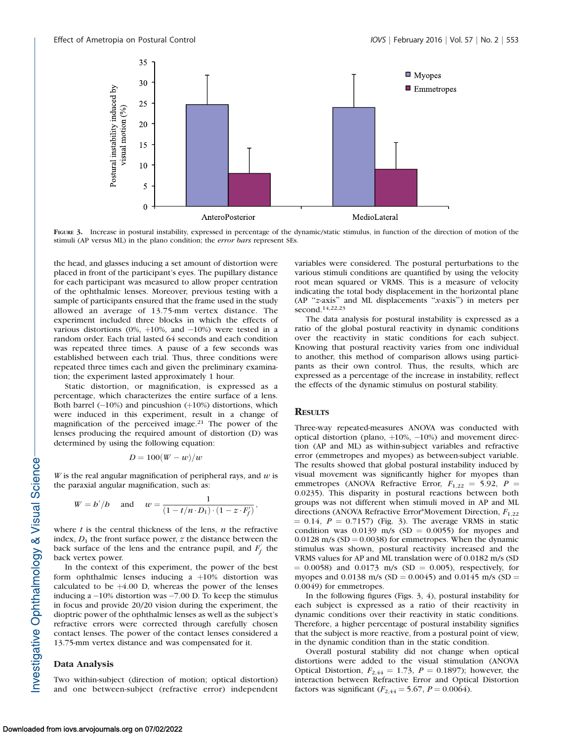FIGURE 3. Increase in postural instability, expressed in percentage of the dynamic/static stimulus, in function of the direction of motion of the stimuli (AP versus ML) in the plano condition; the *error bars* represent SEs.

the head, and glasses inducing a set amount of distortion were placed in front of the participant's eyes. The pupillary distance for each participant was measured to allow proper centration of the ophthalmic lenses. Moreover, previous testing with a sample of participants ensured that the frame used in the study allowed an average of 13.75-mm vertex distance. The experiment included three blocks in which the effects of various distortions (0%, +10%, and −10%) were tested in a random order. Each trial lasted 64 seconds and each condition was repeated three times. A pause of a few seconds was established between each trial. Thus, three conditions were repeated three times each and given the preliminary examination; the experiment lasted approximately 1 hour.

Static distortion, or magnification, is expressed as a percentage, which characterizes the entire surface of a lens. Both barrel (−10%) and pincushion (+10%) distortions, which were induced in this experiment, result in a change of magnification of the perceived image.[21] The power of the lenses producing the required amount of distortion (D) was determined by using the following equation:

$$D = 100(W - w)/w$$

$W$ is the real angular magnification of peripheral rays, and $w$ is the paraxial angular magnification, such as:

$$W = b'/b \quad \text{and} \quad w = \frac{1}{(1 - t/n \cdot D_1) \cdot (1 - z \cdot F_f^{'})},$$

where $t$ is the central thickness of the lens, $n$ the refractive index, $D_1$ the front surface power, $z$ the distance between the back surface of the lens and the entrance pupil, and $F_f^{'}$ the back vertex power.

In the context of this experiment, the power of the best form ophthalmic lenses inducing a +10% distortion was calculated to be +4.00 D, whereas the power of the lenses inducing a −10% distortion was −7.00 D. To keep the stimulus in focus and provide 20/20 vision during the experiment, the dioptric power of the ophthalmic lenses as well as the subject's refractive errors were corrected through carefully chosen contact lenses. The power of the contact lenses considered a 13.75-mm vertex distance and was compensated for it.

### Data Analysis

Two within-subject (direction of motion; optical distortion) and one between-subject (refractive error) independent variables were considered. The postural perturbations to the various stimuli conditions are quantified by using the velocity root mean squared or VRMS. This is a measure of velocity indicating the total body displacement in the horizontal plane (AP "z-axis" and ML displacements "x-axis") in meters per second.[14,22,23]

The data analysis for postural instability is expressed as a ratio of the global postural reactivity in dynamic conditions over the reactivity in static conditions for each subject. Knowing that postural reactivity varies from one individual to another, this method of comparison allows using participants as their own control. Thus, the results, which are expressed as a percentage of the increase in instability, reflect the effects of the dynamic stimulus on postural stability.

## RESULTS

Three-way repeated-measures ANOVA was conducted with optical distortion (plano, +10%, −10%) and movement direction (AP and ML) as within-subject variables and refractive error (emmetropes and myopes) as between-subject variable. The results showed that global postural instability induced by visual movement was significantly higher for myopes than emmetropes (ANOVA Refractive Error, $F_{1,22} = 5.92$, $P = 0.0235$). This disparity in postural reactions between both groups was not different when stimuli moved in AP and ML directions (ANOVA Refractive Error*Movement Direction, $F_{1,22} = 0.14$, $P = 0.7157$) (Fig. 3). The average VRMS in static condition was 0.0139 m/s (SD = 0.0055) for myopes and 0.0128 m/s (SD = 0.0038) for emmetropes. When the dynamic stimulus was shown, postural reactivity increased and the VRMS values for AP and ML translation were of 0.0182 m/s (SD = 0.0058) and 0.0173 m/s (SD = 0.005), respectively, for myopes and 0.0138 m/s (SD = 0.0045) and 0.0145 m/s (SD = 0.0049) for emmetropes.

In the following figures (Figs. 3, 4), postural instability for each subject is expressed as a ratio of their reactivity in dynamic conditions over their reactivity in static conditions. Therefore, a higher percentage of postural instability signifies that the subject is more reactive, from a postural point of view, in the dynamic condition than in the static condition.

Overall postural stability did not change when optical distortions were added to the visual stimulation (ANOVA Optical Distortion, $F_{2,44} = 1.73$, $P = 0.1897$); however, the interaction between Refractive Error and Optical Distortion factors was significant ($F_{2,44} = 5.67$, $P = 0.0064$).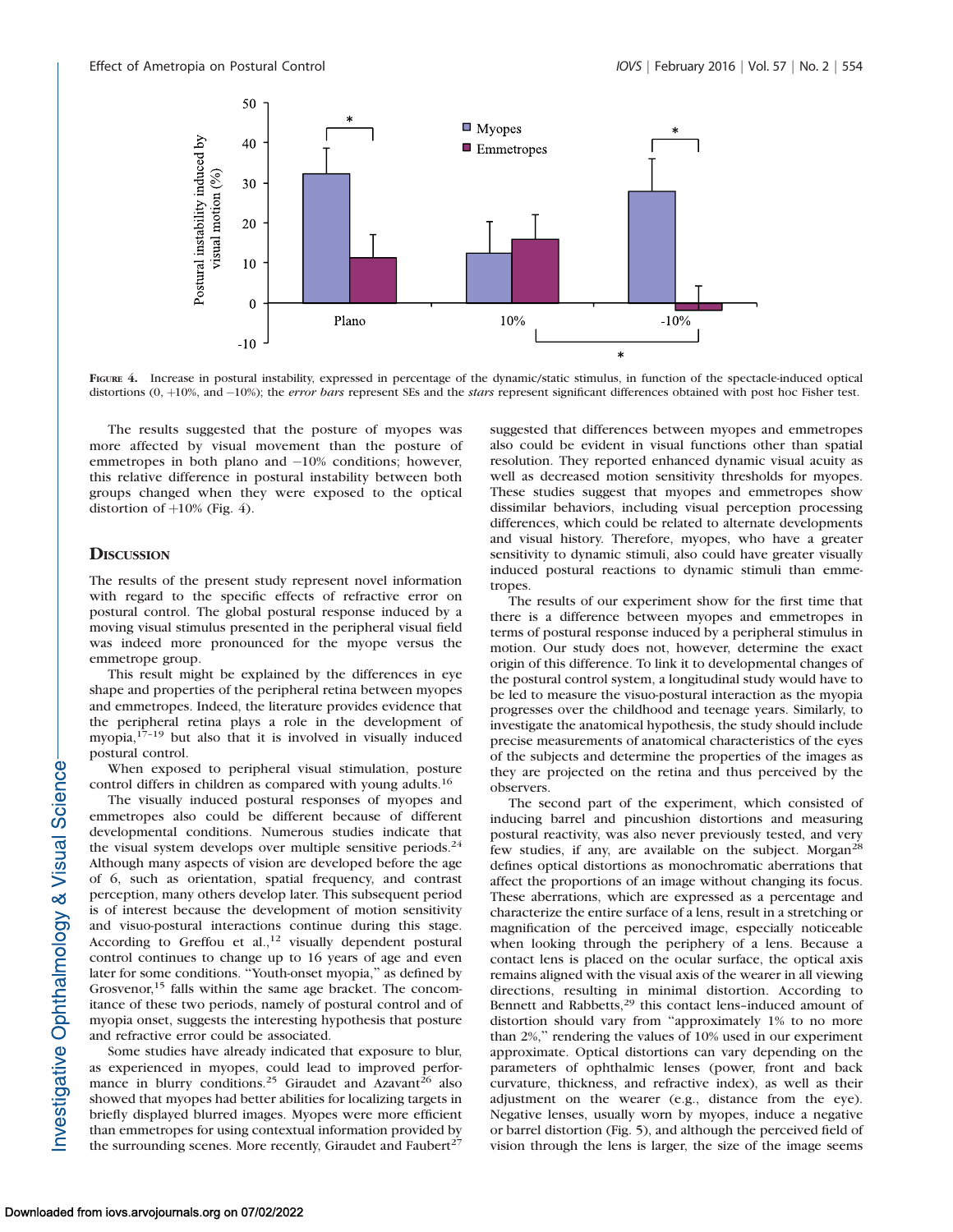50
40
30
20
10
0
-10

Postural instability induced by visual motion (%)

Myopes
Emmetropes

\*
\*
\*

Plano
10%
-10%

**Figure 4.** Increase in postural instability, expressed in percentage of the dynamic/static stimulus, in function of the spectacle-induced optical distortions (0, +10%, and −10%); the *error bars* represent SEs and the *stars* represent significant differences obtained with post hoc Fisher test.

The results suggested that the posture of myopes was more affected by visual movement than the posture of emmetropes in both plano and −10% conditions; however, this relative difference in postural instability between both groups changed when they were exposed to the optical distortion of +10% (Fig. 4).

## Discussion

The results of the present study represent novel information with regard to the specific effects of refractive error on postural control. The global postural response induced by a moving visual stimulus presented in the peripheral visual field was indeed more pronounced for the myope versus the emmetrope group.

This result might be explained by the differences in eye shape and properties of the peripheral retina between myopes and emmetropes. Indeed, the literature provides evidence that the peripheral retina plays a role in the development of myopia,[17–19] but also that it is involved in visually induced postural control.

When exposed to peripheral visual stimulation, posture control differs in children as compared with young adults.[16]

The visually induced postural responses of myopes and emmetropes also could be different because of different developmental conditions. Numerous studies indicate that the visual system develops over multiple sensitive periods.[24] Although many aspects of vision are developed before the age of 6, such as orientation, spatial frequency, and contrast perception, many others develop later. This subsequent period is of interest because the development of motion sensitivity and visuo-postural interactions continue during this stage. According to Greffou et al.,[12] visually dependent postural control continues to change up to 16 years of age and even later for some conditions. "Youth-onset myopia," as defined by Grosvenor,[15] falls within the same age bracket. The concomitance of these two periods, namely of postural control and of myopia onset, suggests the interesting hypothesis that posture and refractive error could be associated.

Some studies have already indicated that exposure to blur, as experienced in myopes, could lead to improved performance in blurry conditions.[25] Giraudet and Azavant[26] also showed that myopes had better abilities for localizing targets in briefly displayed blurred images. Myopes were more efficient than emmetropes for using contextual information provided by the surrounding scenes. More recently, Giraudet and Faubert[27] suggested that differences between myopes and emmetropes also could be evident in visual functions other than spatial resolution. They reported enhanced dynamic visual acuity as well as decreased motion sensitivity thresholds for myopes. These studies suggest that myopes and emmetropes show dissimilar behaviors, including visual perception processing differences, which could be related to alternate developments and visual history. Therefore, myopes, who have a greater sensitivity to dynamic stimuli, also could have greater visually induced postural reactions to dynamic stimuli than emmetropes.

The results of our experiment show for the first time that there is a difference between myopes and emmetropes in terms of postural response induced by a peripheral stimulus in motion. Our study does not, however, determine the exact origin of this difference. To link it to developmental changes of the postural control system, a longitudinal study would have to be led to measure the visuo-postural interaction as the myopia progresses over the childhood and teenage years. Similarly, to investigate the anatomical hypothesis, the study should include precise measurements of anatomical characteristics of the eyes of the subjects and determine the properties of the images as they are projected on the retina and thus perceived by the observers.

The second part of the experiment, which consisted of inducing barrel and pincushion distortions and measuring postural reactivity, was also never previously tested, and very few studies, if any, are available on the subject. Morgan[28] defines optical distortions as monochromatic aberrations that affect the proportions of an image without changing its focus. These aberrations, which are expressed as a percentage and characterize the entire surface of a lens, result in a stretching or magnification of the perceived image, especially noticeable when looking through the periphery of a lens. Because a contact lens is placed on the ocular surface, the optical axis remains aligned with the visual axis of the wearer in all viewing directions, resulting in minimal distortion. According to Bennett and Rabbetts,[29] this contact lens–induced amount of distortion should vary from "approximately 1% to no more than 2%," rendering the values of 10% used in our experiment approximate. Optical distortions can vary depending on the parameters of ophthalmic lenses (power, front and back curvature, thickness, and refractive index), as well as their adjustment on the wearer (e.g., distance from the eye). Negative lenses, usually worn by myopes, induce a negative or barrel distortion (Fig. 5), and although the perceived field of vision through the lens is larger, the size of the image seems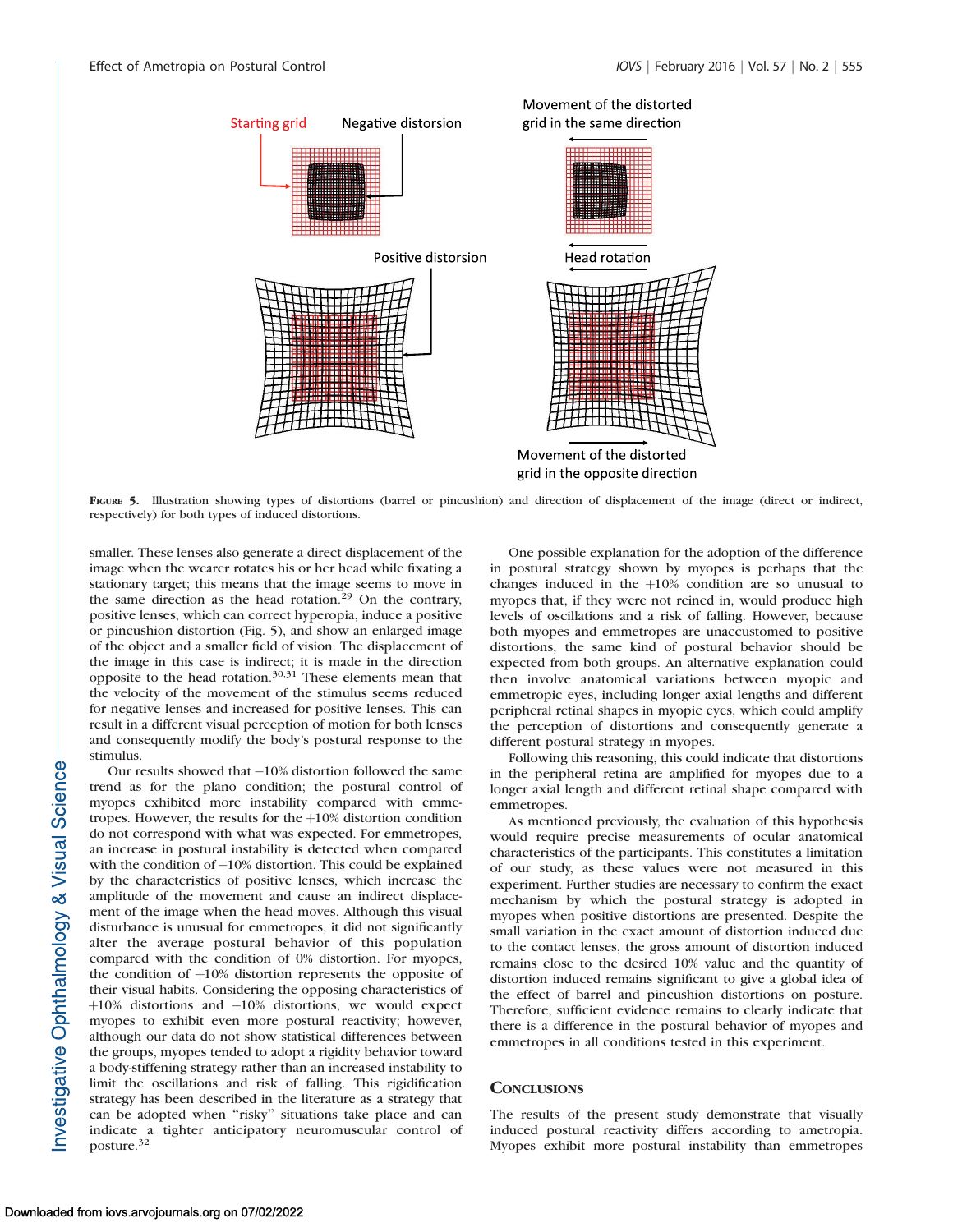Starting grid

Negative distorsion

Movement of the distorted grid in the same direction

Positive distorsion

Head rotation

Movement of the distorted grid in the opposite direction

**Figure 5.** Illustration showing types of distortions (barrel or pincushion) and direction of displacement of the image (direct or indirect, respectively) for both types of induced distortions.

smaller. These lenses also generate a direct displacement of the image when the wearer rotates his or her head while fixating a stationary target; this means that the image seems to move in the same direction as the head rotation.[29] On the contrary, positive lenses, which can correct hyperopia, induce a positive or pincushion distortion (Fig. 5), and show an enlarged image of the object and a smaller field of vision. The displacement of the image in this case is indirect; it is made in the direction opposite to the head rotation.[30,31] These elements mean that the velocity of the movement of the stimulus seems reduced for negative lenses and increased for positive lenses. This can result in a different visual perception of motion for both lenses and consequently modify the body's postural response to the stimulus.

Our results showed that −10% distortion followed the same trend as for the plano condition; the postural control of myopes exhibited more instability compared with emmetropes. However, the results for the +10% distortion condition do not correspond with what was expected. For emmetropes, an increase in postural instability is detected when compared with the condition of −10% distortion. This could be explained by the characteristics of positive lenses, which increase the amplitude of the movement and cause an indirect displacement of the image when the head moves. Although this visual disturbance is unusual for emmetropes, it did not significantly alter the average postural behavior of this population compared with the condition of 0% distortion. For myopes, the condition of +10% distortion represents the opposite of their visual habits. Considering the opposing characteristics of +10% distortions and −10% distortions, we would expect myopes to exhibit even more postural reactivity; however, although our data do not show statistical differences between the groups, myopes tended to adopt a rigidity behavior toward a body-stiffening strategy rather than an increased instability to limit the oscillations and risk of falling. This rigidification strategy has been described in the literature as a strategy that can be adopted when "risky" situations take place and can indicate a tighter anticipatory neuromuscular control of posture.[32]

One possible explanation for the adoption of the difference in postural strategy shown by myopes is perhaps that the changes induced in the +10% condition are so unusual to myopes that, if they were not reined in, would produce high levels of oscillations and a risk of falling. However, because both myopes and emmetropes are unaccustomed to positive distortions, the same kind of postural behavior should be expected from both groups. An alternative explanation could then involve anatomical variations between myopic and emmetropic eyes, including longer axial lengths and different peripheral retinal shapes in myopic eyes, which could amplify the perception of distortions and consequently generate a different postural strategy in myopes.

Following this reasoning, this could indicate that distortions in the peripheral retina are amplified for myopes due to a longer axial length and different retinal shape compared with emmetropes.

As mentioned previously, the evaluation of this hypothesis would require precise measurements of ocular anatomical characteristics of the participants. This constitutes a limitation of our study, as these values were not measured in this experiment. Further studies are necessary to confirm the exact mechanism by which the postural strategy is adopted in myopes when positive distortions are presented. Despite the small variation in the exact amount of distortion induced due to the contact lenses, the gross amount of distortion induced remains close to the desired 10% value and the quantity of distortion induced remains significant to give a global idea of the effect of barrel and pincushion distortions on posture. Therefore, sufficient evidence remains to clearly indicate that there is a difference in the postural behavior of myopes and emmetropes in all conditions tested in this experiment.

## Conclusions

The results of the present study demonstrate that visually induced postural reactivity differs according to ametropia. Myopes exhibit more postural instability than emmetropes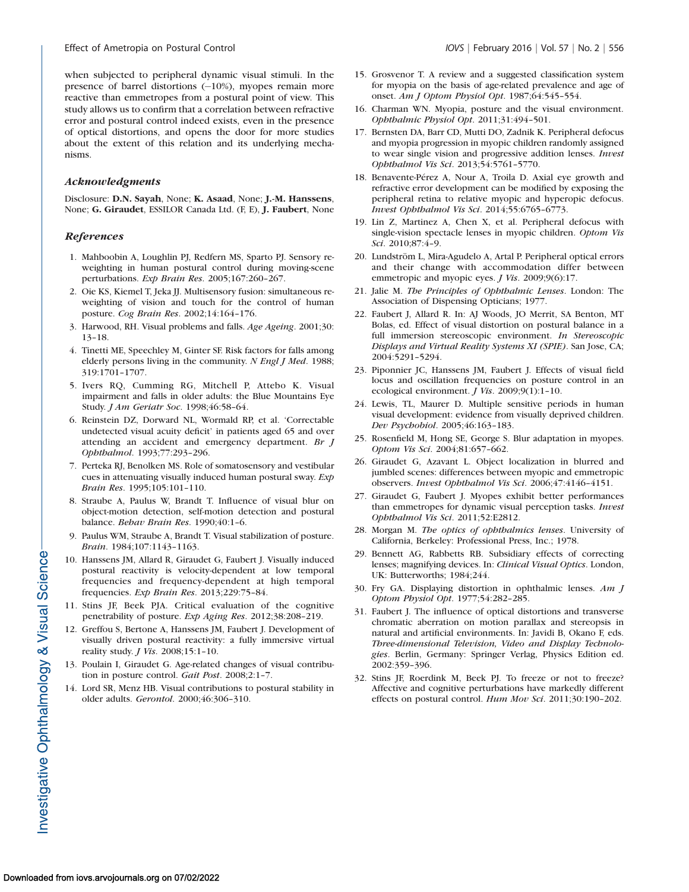when subjected to peripheral dynamic visual stimuli. In the presence of barrel distortions (−10%), myopes remain more reactive than emmetropes from a postural point of view. This study allows us to confirm that a correlation between refractive error and postural control indeed exists, even in the presence of optical distortions, and opens the door for more studies about the extent of this relation and its underlying mechanisms.

### *Acknowledgments*

Disclosure: **D.N. Sayah**, None; **K. Asaad**, None; **J.-M. Hanssens**, None; **G. Giraudet**, ESSILOR Canada Ltd. (F, E), **J. Faubert**, None

### *References*

1. Mahboobin A, Loughlin PJ, Redfern MS, Sparto PJ. Sensory re-weighting in human postural control during moving-scene perturbations. *Exp Brain Res*. 2005;167:260–267.
2. Oie KS, Kiemel T, Jeka JJ. Multisensory fusion: simultaneous re-weighting of vision and touch for the control of human posture. *Cog Brain Res*. 2002;14:164–176.
3. Harwood, RH. Visual problems and falls. *Age Ageing*. 2001;30: 13–18.
4. Tinetti ME, Speechley M, Ginter SF. Risk factors for falls among elderly persons living in the community. *N Engl J Med*. 1988; 319:1701–1707.
5. Ivers RQ, Cumming RG, Mitchell P, Attebo K. Visual impairment and falls in older adults: the Blue Mountains Eye Study. *J Am Geriatr Soc*. 1998;46:58–64.
6. Reinstein DZ, Dorward NL, Wormald RP, et al. 'Correctable undetected visual acuity deficit' in patients aged 65 and over attending an accident and emergency department. *Br J Ophthalmol*. 1993;77:293–296.
7. Perteka RJ, Benolken MS. Role of somatosensory and vestibular cues in attenuating visually induced human postural sway. *Exp Brain Res*. 1995;105:101–110.
8. Straube A, Paulus W, Brandt T. Influence of visual blur on object-motion detection, self-motion detection and postural balance. *Behav Brain Res*. 1990;40:1–6.
9. Paulus WM, Straube A, Brandt T. Visual stabilization of posture. *Brain*. 1984;107:1143–1163.
10. Hanssens JM, Allard R, Giraudet G, Faubert J. Visually induced postural reactivity is velocity-dependent at low temporal frequencies and frequency-dependent at high temporal frequencies. *Exp Brain Res*. 2013;229:75–84.
11. Stins JF, Beek PJA. Critical evaluation of the cognitive penetrability of posture. *Exp Aging Res*. 2012;38:208–219.
12. Greffou S, Bertone A, Hanssens JM, Faubert J. Development of visually driven postural reactivity: a fully immersive virtual reality study. *J Vis*. 2008;15:1–10.
13. Poulain I, Giraudet G. Age-related changes of visual contribution in posture control. *Gait Post*. 2008;2:1–7.
14. Lord SR, Menz HB. Visual contributions to postural stability in older adults. *Gerontol*. 2000;46:306–310.
15. Grosvenor T. A review and a suggested classification system for myopia on the basis of age-related prevalence and age of onset. *Am J Optom Physiol Opt*. 1987;64:545–554.
16. Charman WN. Myopia, posture and the visual environment. *Ophthalmic Physiol Opt*. 2011;31:494–501.
17. Bernsten DA, Barr CD, Mutti DO, Zadnik K. Peripheral defocus and myopia progression in myopic children randomly assigned to wear single vision and progressive addition lenses. *Invest Ophthalmol Vis Sci*. 2013;54:5761–5770.
18. Benavente-Pérez A, Nour A, Troila D. Axial eye growth and refractive error development can be modified by exposing the peripheral retina to relative myopic and hyperopic defocus. *Invest Ophthalmol Vis Sci*. 2014;55:6765–6773.
19. Lin Z, Martinez A, Chen X, et al. Peripheral defocus with single-vision spectacle lenses in myopic children. *Optom Vis Sci*. 2010;87:4–9.
20. Lundström L, Mira-Agudelo A, Artal P. Peripheral optical errors and their change with accommodation differ between emmetropic and myopic eyes. *J Vis*. 2009;9(6):17.
21. Jalie M. *The Principles of Ophthalmic Lenses*. London: The Association of Dispensing Opticians; 1977.
22. Faubert J, Allard R. In: AJ Woods, JO Merrit, SA Benton, MT Bolas, ed. Effect of visual distortion on postural balance in a full immersion stereoscopic environment. *In Stereoscopic Displays and Virtual Reality Systems XI (SPIE)*. San Jose, CA; 2004:5291–5294.
23. Piponnier JC, Hanssens JM, Faubert J. Effects of visual field locus and oscillation frequencies on posture control in an ecological environment. *J Vis*. 2009;9(1):1–10.
24. Lewis, TL, Maurer D. Multiple sensitive periods in human visual development: evidence from visually deprived children. *Dev Psychobiol*. 2005;46:163–183.
25. Rosenfield M, Hong SE, George S. Blur adaptation in myopes. *Optom Vis Sci*. 2004;81:657–662.
26. Giraudet G, Azavant L. Object localization in blurred and jumbled scenes: differences between myopic and emmetropic observers. *Invest Ophthalmol Vis Sci*. 2006;47:4146–4151.
27. Giraudet G, Faubert J. Myopes exhibit better performances than emmetropes for dynamic visual perception tasks. *Invest Ophthalmol Vis Sci*. 2011;52:E2812.
28. Morgan M. *The optics of ophthalmics lenses*. University of California, Berkeley: Professional Press, Inc.; 1978.
29. Bennett AG, Rabbetts RB. Subsidiary effects of correcting lenses; magnifying devices. In: *Clinical Visual Optics*. London, UK: Butterworths; 1984;244.
30. Fry GA. Displaying distortion in ophthalmic lenses. *Am J Optom Physiol Opt*. 1977;54:282–285.
31. Faubert J. The influence of optical distortions and transverse chromatic aberration on motion parallax and stereopsis in natural and artificial environments. In: Javidi B, Okano F, eds. *Three-dimensional Television, Video and Display Technologies*. Berlin, Germany: Springer Verlag, Physics Edition ed. 2002:359–396.
32. Stins JF, Roerdink M, Beek PJ. To freeze or not to freeze? Affective and cognitive perturbations have markedly different effects on postural control. *Hum Mov Sci*. 2011;30:190–202.